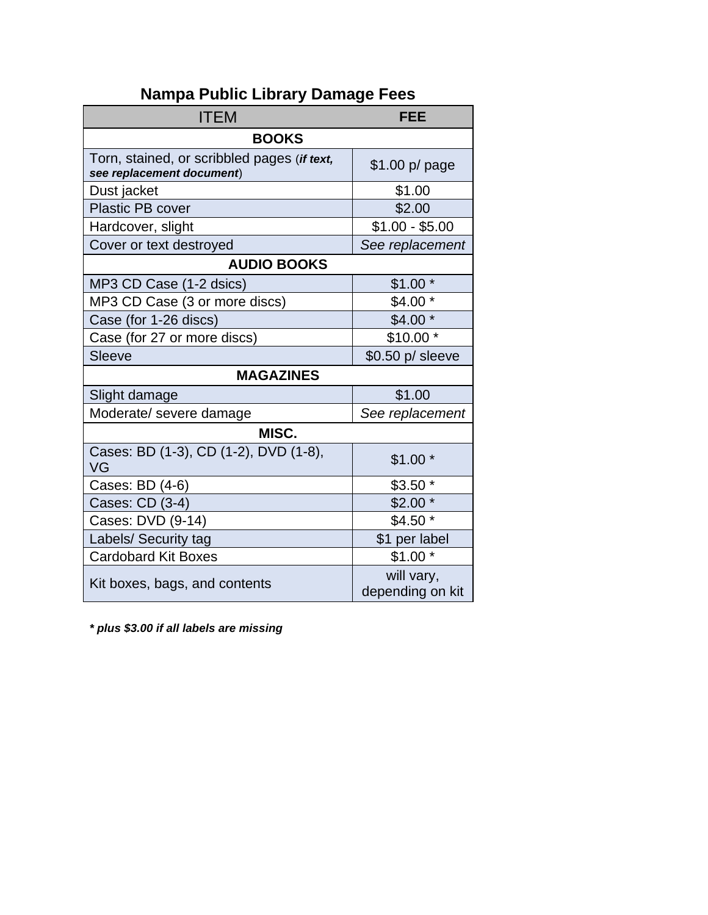# Nampa Public Library Damage Fees

| ITEM | FEE |
|---|---|
| **BOOKS** | |
| Torn, stained, or scribbled pages (***if text, see replacement document***) | $1.00 p/ page |
| Dust jacket | $1.00 |
| Plastic PB cover | $2.00 |
| Hardcover, slight | $1.00 - $5.00 |
| Cover or text destroyed | *See replacement* |
| **AUDIO BOOKS** | |
| MP3 CD Case (1-2 dsics) | $1.00 * |
| MP3 CD Case (3 or more discs) | $4.00 * |
| Case (for 1-26 discs) | $4.00 * |
| Case (for 27 or more discs) | $10.00 * |
| Sleeve | $0.50 p/ sleeve |
| **MAGAZINES** | |
| Slight damage | $1.00 |
| Moderate/ severe damage | *See replacement* |
| **MISC.** | |
| Cases: BD (1-3), CD (1-2), DVD (1-8), VG | $1.00 * |
| Cases: BD (4-6) | $3.50 * |
| Cases: CD (3-4) | $2.00 * |
| Cases: DVD (9-14) | $4.50 * |
| Labels/ Security tag | $1 per label |
| Cardobard Kit Boxes | $1.00 * |
| Kit boxes, bags, and contents | will vary, depending on kit |

***\* plus $3.00 if all labels are missing***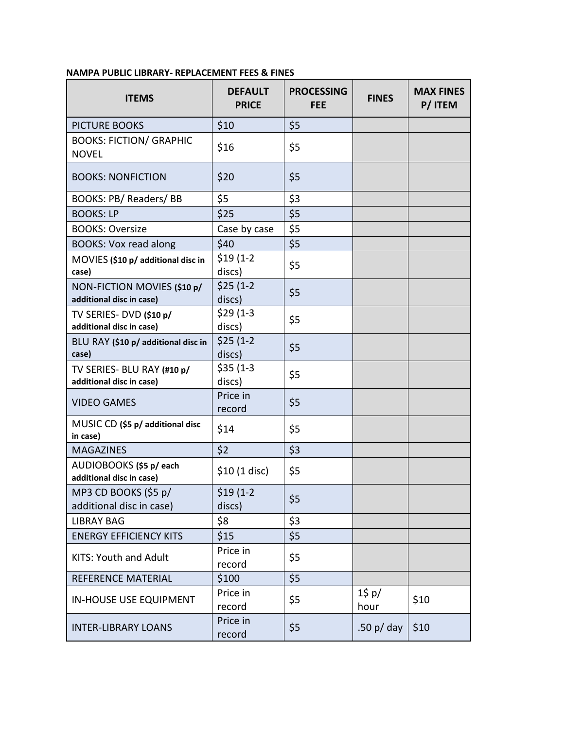**NAMPA PUBLIC LIBRARY- REPLACEMENT FEES & FINES**

| ITEMS | DEFAULT PRICE | PROCESSING FEE | FINES | MAX FINES P/ ITEM |
|---|---|---|---|---|
| PICTURE BOOKS | $10 | $5 | | |
| BOOKS: FICTION/ GRAPHIC NOVEL | $16 | $5 | | |
| BOOKS: NONFICTION | $20 | $5 | | |
| BOOKS: PB/ Readers/ BB | $5 | $3 | | |
| BOOKS: LP | $25 | $5 | | |
| BOOKS: Oversize | Case by case | $5 | | |
| BOOKS: Vox read along | $40 | $5 | | |
| MOVIES **($10 p/ additional disc in case)** | $19 (1-2 discs) | $5 | | |
| NON-FICTION MOVIES **($10 p/ additional disc in case)** | $25 (1-2 discs) | $5 | | |
| TV SERIES- DVD **($10 p/ additional disc in case)** | $29 (1-3 discs) | $5 | | |
| BLU RAY **($10 p/ additional disc in case)** | $25 (1-2 discs) | $5 | | |
| TV SERIES- BLU RAY **(#10 p/ additional disc in case)** | $35 (1-3 discs) | $5 | | |
| VIDEO GAMES | Price in record | $5 | | |
| MUSIC CD **($5 p/ additional disc in case)** | $14 | $5 | | |
| MAGAZINES | $2 | $3 | | |
| AUDIOBOOKS **($5 p/ each additional disc in case)** | $10 (1 disc) | $5 | | |
| MP3 CD BOOKS ($5 p/ additional disc in case) | $19 (1-2 discs) | $5 | | |
| LIBRAY BAG | $8 | $3 | | |
| ENERGY EFFICIENCY KITS | $15 | $5 | | |
| KITS: Youth and Adult | Price in record | $5 | | |
| REFERENCE MATERIAL | $100 | $5 | | |
| IN-HOUSE USE EQUIPMENT | Price in record | $5 | 1$ p/ hour | $10 |
| INTER-LIBRARY LOANS | Price in record | $5 | .50 p/ day | $10 |